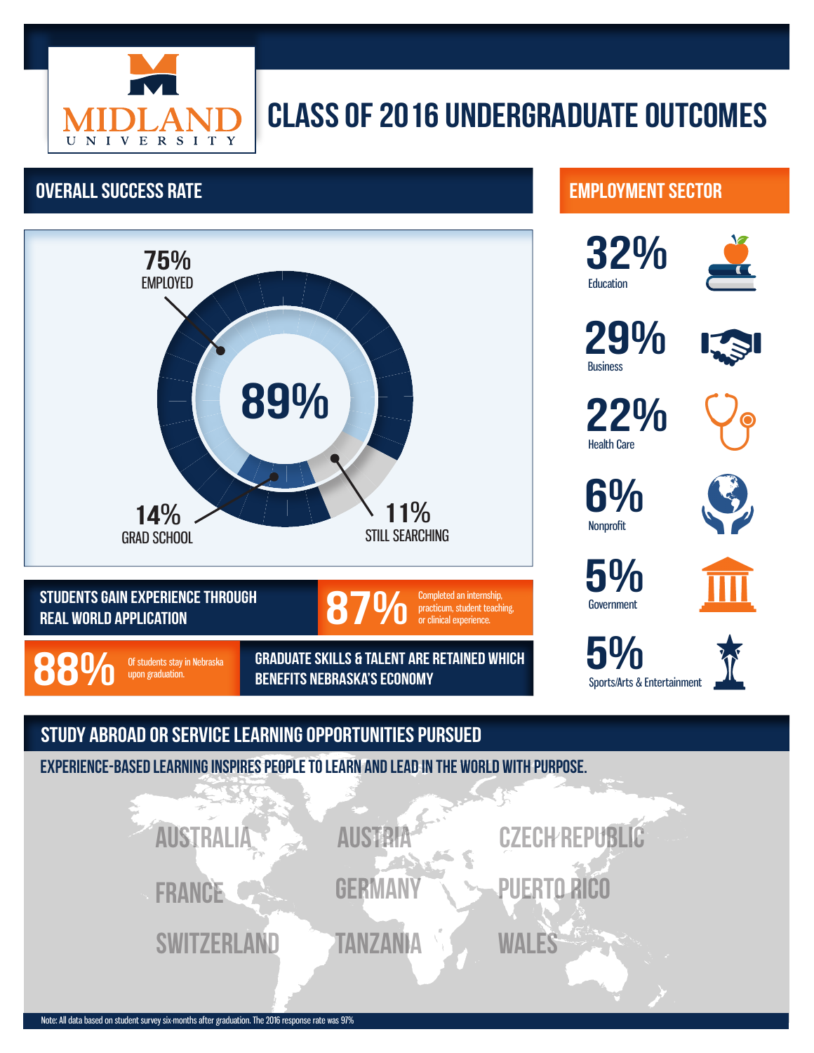MIDLAND UNIVERSITY

# CLASS OF 2016 UNDERGRADUATE OUTCOMES

## OVERALL SUCCESS RATE

75%
EMPLOYED

89%

14%
GRAD SCHOOL

11%
STILL SEARCHING

## EMPLOYMENT SECTOR

32%
Education

29%
Business

22%
Health Care

6%
Nonprofit

5%
Government

5%
Sports/Arts & Entertainment

**STUDENTS GAIN EXPERIENCE THROUGH REAL WORLD APPLICATION**

**87%** Completed an internship, practicum, student teaching, or clinical experience.

**88%** Of students stay in Nebraska upon graduation.

**GRADUATE SKILLS & TALENT ARE RETAINED WHICH BENEFITS NEBRASKA'S ECONOMY**

## STUDY ABROAD OR SERVICE LEARNING OPPORTUNITIES PURSUED

**EXPERIENCE-BASED LEARNING INSPIRES PEOPLE TO LEARN AND LEAD IN THE WORLD WITH PURPOSE.**

AUSTRALIA
AUSTRIA
CZECH REPUBLIC
FRANCE
GERMANY
PUERTO RICO
SWITZERLAND
TANZANIA
WALES

Note: All data based on student survey six-months after graduation. The 2016 response rate was 97%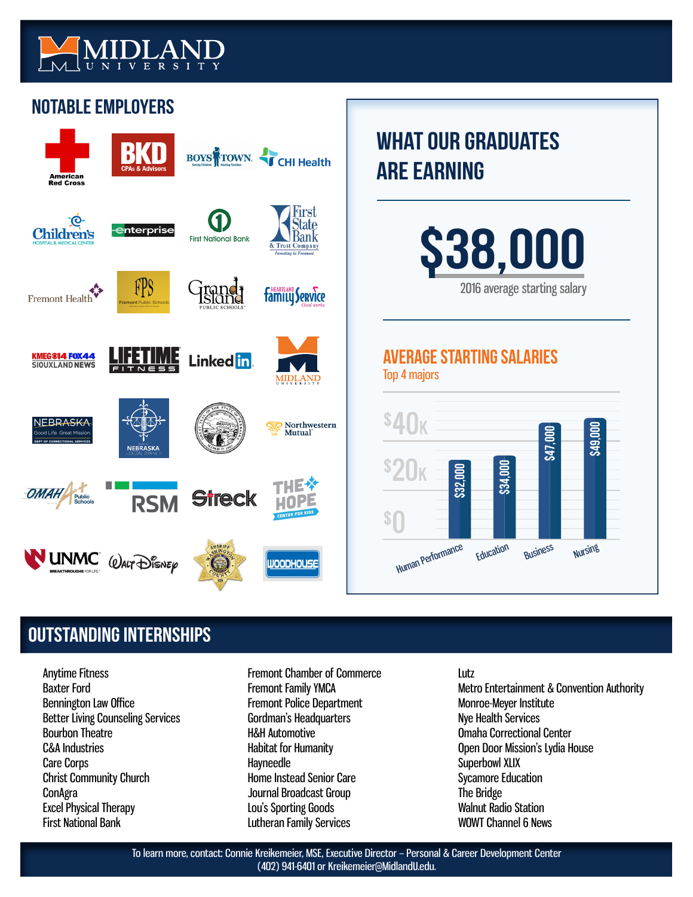MIDLAND UNIVERSITY

## NOTABLE EMPLOYERS

## WHAT OUR GRADUATES ARE EARNING

**$38,000**

2016 average starting salary

### AVERAGE STARTING SALARIES

Top 4 majors

$40K
$20K
$0

$32,000
$34,000
$47,000
$49,000

Human Performance
Education
Business
Nursing

## OUTSTANDING INTERNSHIPS

- Anytime Fitness
- Baxter Ford
- Bennington Law Office
- Better Living Counseling Services
- Bourbon Theatre
- C&A Industries
- Care Corps
- Christ Community Church
- ConAgra
- Excel Physical Therapy
- First National Bank
- Fremont Chamber of Commerce
- Fremont Family YMCA
- Fremont Police Department
- Gordman's Headquarters
- H&H Automotive
- Habitat for Humanity
- Hayneedle
- Home Instead Senior Care
- Journal Broadcast Group
- Lou's Sporting Goods
- Lutheran Family Services
- Lutz
- Metro Entertainment & Convention Authority
- Monroe-Meyer Institute
- Nye Health Services
- Omaha Correctional Center
- Open Door Mission's Lydia House
- Superbowl XLIX
- Sycamore Education
- The Bridge
- Walnut Radio Station
- WOWT Channel 6 News

To learn more, contact: Connie Kreikemeier, MSE, Executive Director – Personal & Career Development Center
(402) 941-6401 or Kreikemeier@MidlandU.edu.